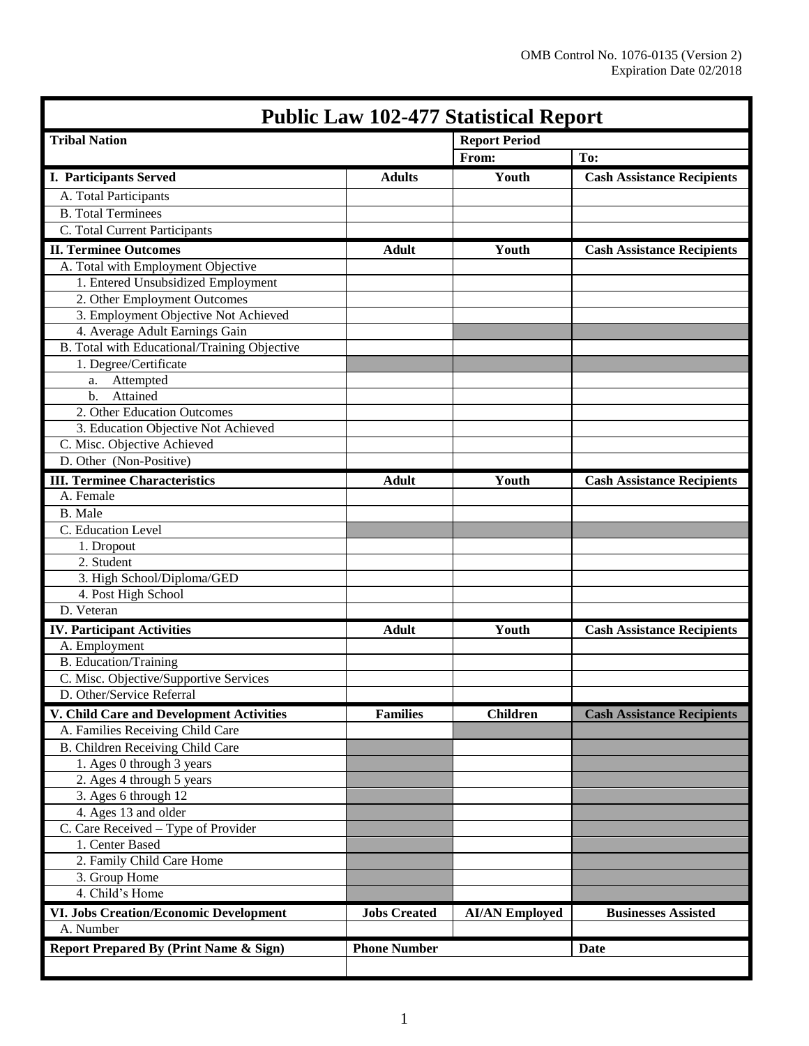OMB Control No. 1076-0135 (Version 2)
Expiration Date 02/2018

# Public Law 102-477 Statistical Report

| Tribal Nation | | Report Period | |
|---|---|---|---|
| | | From: | To: |
| **I. Participants Served** | **Adults** | **Youth** | **Cash Assistance Recipients** |
| A. Total Participants | | | |
| B. Total Terminees | | | |
| C. Total Current Participants | | | |
| **II. Terminee Outcomes** | **Adult** | **Youth** | **Cash Assistance Recipients** |
| A. Total with Employment Objective | | | |
| 1. Entered Unsubsidized Employment | | | |
| 2. Other Employment Outcomes | | | |
| 3. Employment Objective Not Achieved | | | |
| 4. Average Adult Earnings Gain | | | |
| B. Total with Educational/Training Objective | | | |
| 1. Degree/Certificate | | | |
| a. Attempted | | | |
| b. Attained | | | |
| 2. Other Education Outcomes | | | |
| 3. Education Objective Not Achieved | | | |
| C. Misc. Objective Achieved | | | |
| D. Other (Non-Positive) | | | |
| **III. Terminee Characteristics** | **Adult** | **Youth** | **Cash Assistance Recipients** |
| A. Female | | | |
| B. Male | | | |
| C. Education Level | | | |
| 1. Dropout | | | |
| 2. Student | | | |
| 3. High School/Diploma/GED | | | |
| 4. Post High School | | | |
| D. Veteran | | | |
| **IV. Participant Activities** | **Adult** | **Youth** | **Cash Assistance Recipients** |
| A. Employment | | | |
| B. Education/Training | | | |
| C. Misc. Objective/Supportive Services | | | |
| D. Other/Service Referral | | | |
| **V. Child Care and Development Activities** | **Families** | **Children** | **Cash Assistance Recipients** |
| A. Families Receiving Child Care | | | |
| B. Children Receiving Child Care | | | |
| 1. Ages 0 through 3 years | | | |
| 2. Ages 4 through 5 years | | | |
| 3. Ages 6 through 12 | | | |
| 4. Ages 13 and older | | | |
| C. Care Received – Type of Provider | | | |
| 1. Center Based | | | |
| 2. Family Child Care Home | | | |
| 3. Group Home | | | |
| 4. Child's Home | | | |
| **VI. Jobs Creation/Economic Development** | **Jobs Created** | **AI/AN Employed** | **Businesses Assisted** |
| A. Number | | | |
| **Report Prepared By (Print Name & Sign)** | **Phone Number** | | **Date** |
| | | | |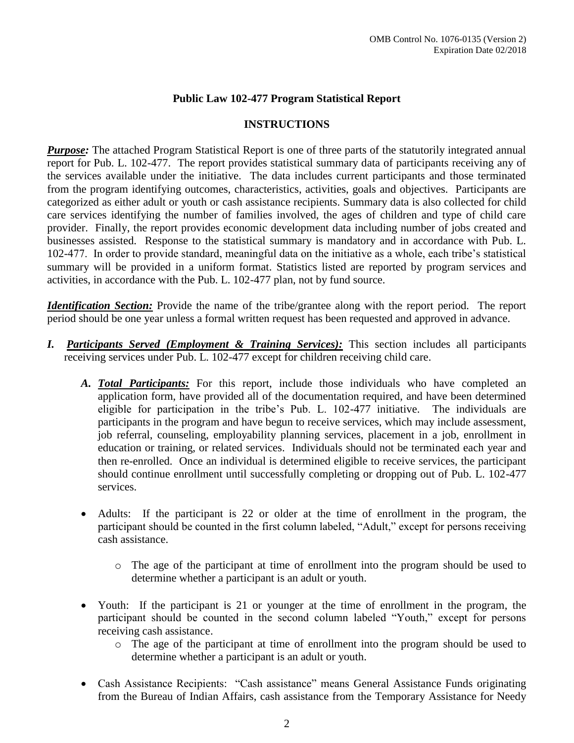OMB Control No. 1076-0135 (Version 2)
Expiration Date 02/2018

## Public Law 102-477 Program Statistical Report

### INSTRUCTIONS

***Purpose:*** The attached Program Statistical Report is one of three parts of the statutorily integrated annual report for Pub. L. 102-477. The report provides statistical summary data of participants receiving any of the services available under the initiative. The data includes current participants and those terminated from the program identifying outcomes, characteristics, activities, goals and objectives. Participants are categorized as either adult or youth or cash assistance recipients. Summary data is also collected for child care services identifying the number of families involved, the ages of children and type of child care provider. Finally, the report provides economic development data including number of jobs created and businesses assisted. Response to the statistical summary is mandatory and in accordance with Pub. L. 102-477. In order to provide standard, meaningful data on the initiative as a whole, each tribe's statistical summary will be provided in a uniform format. Statistics listed are reported by program services and activities, in accordance with the Pub. L. 102-477 plan, not by fund source.

***Identification Section:*** Provide the name of the tribe/grantee along with the report period. The report period should be one year unless a formal written request has been requested and approved in advance.

*I.* ***Participants Served (Employment & Training Services):*** This section includes all participants receiving services under Pub. L. 102-477 except for children receiving child care.

   *A.* ***Total Participants:*** For this report, include those individuals who have completed an application form, have provided all of the documentation required, and have been determined eligible for participation in the tribe's Pub. L. 102-477 initiative. The individuals are participants in the program and have begun to receive services, which may include assessment, job referral, counseling, employability planning services, placement in a job, enrollment in education or training, or related services. Individuals should not be terminated each year and then re-enrolled. Once an individual is determined eligible to receive services, the participant should continue enrollment until successfully completing or dropping out of Pub. L. 102-477 services.

   - Adults: If the participant is 22 or older at the time of enrollment in the program, the participant should be counted in the first column labeled, "Adult," except for persons receiving cash assistance.
     - The age of the participant at time of enrollment into the program should be used to determine whether a participant is an adult or youth.
   - Youth: If the participant is 21 or younger at the time of enrollment in the program, the participant should be counted in the second column labeled "Youth," except for persons receiving cash assistance.
     - The age of the participant at time of enrollment into the program should be used to determine whether a participant is an adult or youth.
   - Cash Assistance Recipients: "Cash assistance" means General Assistance Funds originating from the Bureau of Indian Affairs, cash assistance from the Temporary Assistance for Needy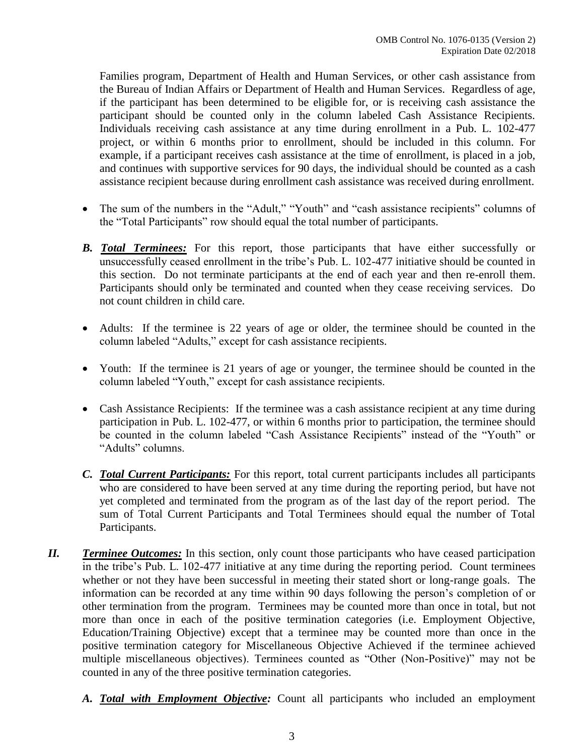Families program, Department of Health and Human Services, or other cash assistance from the Bureau of Indian Affairs or Department of Health and Human Services. Regardless of age, if the participant has been determined to be eligible for, or is receiving cash assistance the participant should be counted only in the column labeled Cash Assistance Recipients. Individuals receiving cash assistance at any time during enrollment in a Pub. L. 102-477 project, or within 6 months prior to enrollment, should be included in this column. For example, if a participant receives cash assistance at the time of enrollment, is placed in a job, and continues with supportive services for 90 days, the individual should be counted as a cash assistance recipient because during enrollment cash assistance was received during enrollment.

- The sum of the numbers in the "Adult," "Youth" and "cash assistance recipients" columns of the "Total Participants" row should equal the total number of participants.

***B. <u>Total Terminees:</u>*** For this report, those participants that have either successfully or unsuccessfully ceased enrollment in the tribe's Pub. L. 102-477 initiative should be counted in this section. Do not terminate participants at the end of each year and then re-enroll them. Participants should only be terminated and counted when they cease receiving services. Do not count children in child care.

- Adults: If the terminee is 22 years of age or older, the terminee should be counted in the column labeled "Adults," except for cash assistance recipients.
- Youth: If the terminee is 21 years of age or younger, the terminee should be counted in the column labeled "Youth," except for cash assistance recipients.
- Cash Assistance Recipients: If the terminee was a cash assistance recipient at any time during participation in Pub. L. 102-477, or within 6 months prior to participation, the terminee should be counted in the column labeled "Cash Assistance Recipients" instead of the "Youth" or "Adults" columns.

***C. <u>Total Current Participants:</u>*** For this report, total current participants includes all participants who are considered to have been served at any time during the reporting period, but have not yet completed and terminated from the program as of the last day of the report period. The sum of Total Current Participants and Total Terminees should equal the number of Total Participants.

***II. <u>Terminee Outcomes:</u>*** In this section, only count those participants who have ceased participation in the tribe's Pub. L. 102-477 initiative at any time during the reporting period. Count terminees whether or not they have been successful in meeting their stated short or long-range goals. The information can be recorded at any time within 90 days following the person's completion of or other termination from the program. Terminees may be counted more than once in total, but not more than once in each of the positive termination categories (i.e. Employment Objective, Education/Training Objective) except that a terminee may be counted more than once in the positive termination category for Miscellaneous Objective Achieved if the terminee achieved multiple miscellaneous objectives). Terminees counted as "Other (Non-Positive)" may not be counted in any of the three positive termination categories.

***A. <u>Total with Employment Objective</u>:*** Count all participants who included an employment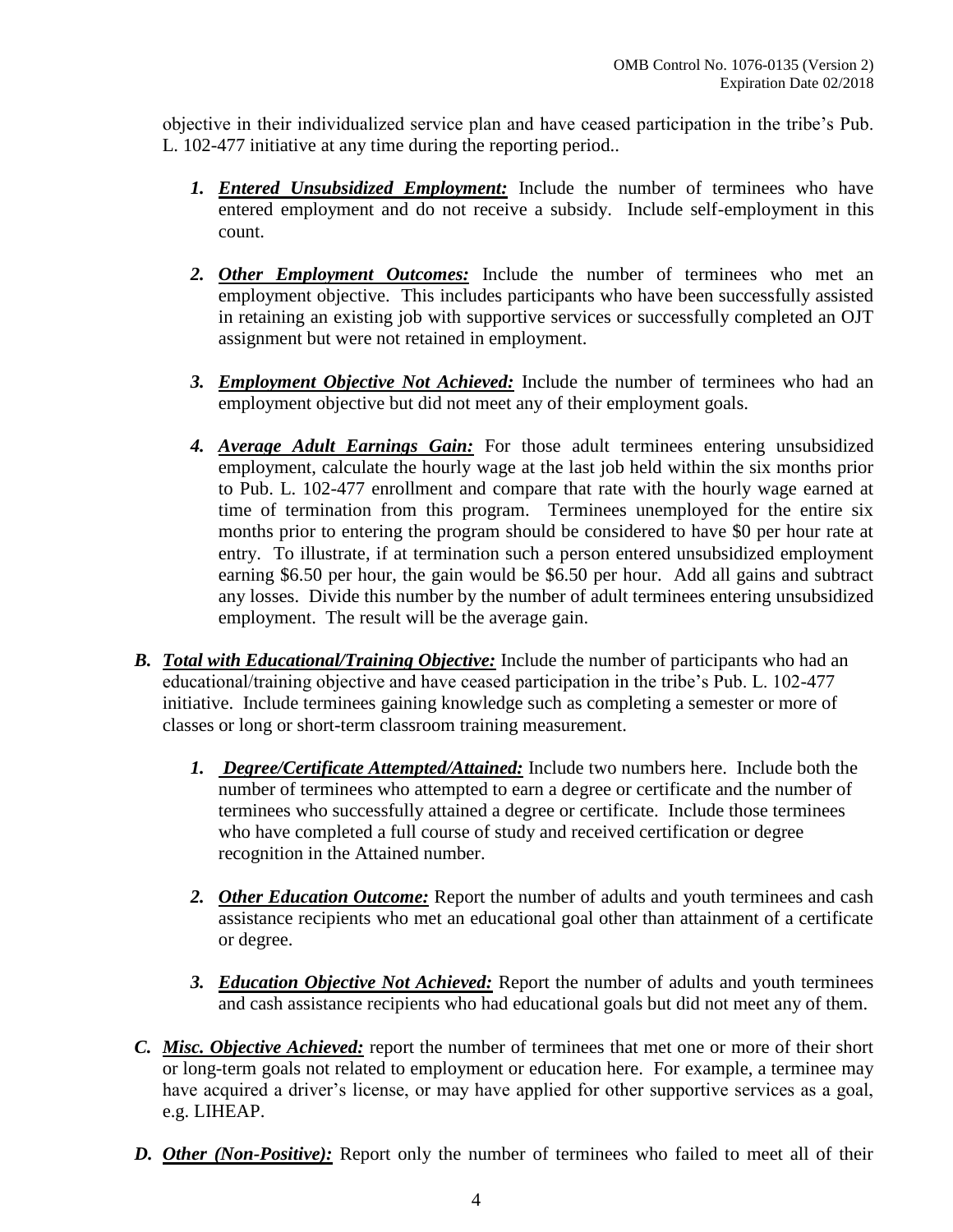objective in their individualized service plan and have ceased participation in the tribe's Pub. L. 102-477 initiative at any time during the reporting period..

1. ***Entered Unsubsidized Employment:*** Include the number of terminees who have entered employment and do not receive a subsidy. Include self-employment in this count.

2. ***Other Employment Outcomes:*** Include the number of terminees who met an employment objective. This includes participants who have been successfully assisted in retaining an existing job with supportive services or successfully completed an OJT assignment but were not retained in employment.

3. ***Employment Objective Not Achieved:*** Include the number of terminees who had an employment objective but did not meet any of their employment goals.

4. ***Average Adult Earnings Gain:*** For those adult terminees entering unsubsidized employment, calculate the hourly wage at the last job held within the six months prior to Pub. L. 102-477 enrollment and compare that rate with the hourly wage earned at time of termination from this program. Terminees unemployed for the entire six months prior to entering the program should be considered to have $0 per hour rate at entry. To illustrate, if at termination such a person entered unsubsidized employment earning $6.50 per hour, the gain would be $6.50 per hour. Add all gains and subtract any losses. Divide this number by the number of adult terminees entering unsubsidized employment. The result will be the average gain.

B. ***Total with Educational/Training Objective:*** Include the number of participants who had an educational/training objective and have ceased participation in the tribe's Pub. L. 102-477 initiative. Include terminees gaining knowledge such as completing a semester or more of classes or long or short-term classroom training measurement.

1. ***Degree/Certificate Attempted/Attained:*** Include two numbers here. Include both the number of terminees who attempted to earn a degree or certificate and the number of terminees who successfully attained a degree or certificate. Include those terminees who have completed a full course of study and received certification or degree recognition in the Attained number.

2. ***Other Education Outcome:*** Report the number of adults and youth terminees and cash assistance recipients who met an educational goal other than attainment of a certificate or degree.

3. ***Education Objective Not Achieved:*** Report the number of adults and youth terminees and cash assistance recipients who had educational goals but did not meet any of them.

C. ***Misc. Objective Achieved:*** report the number of terminees that met one or more of their short or long-term goals not related to employment or education here. For example, a terminee may have acquired a driver's license, or may have applied for other supportive services as a goal, e.g. LIHEAP.

D. ***Other (Non-Positive):*** Report only the number of terminees who failed to meet all of their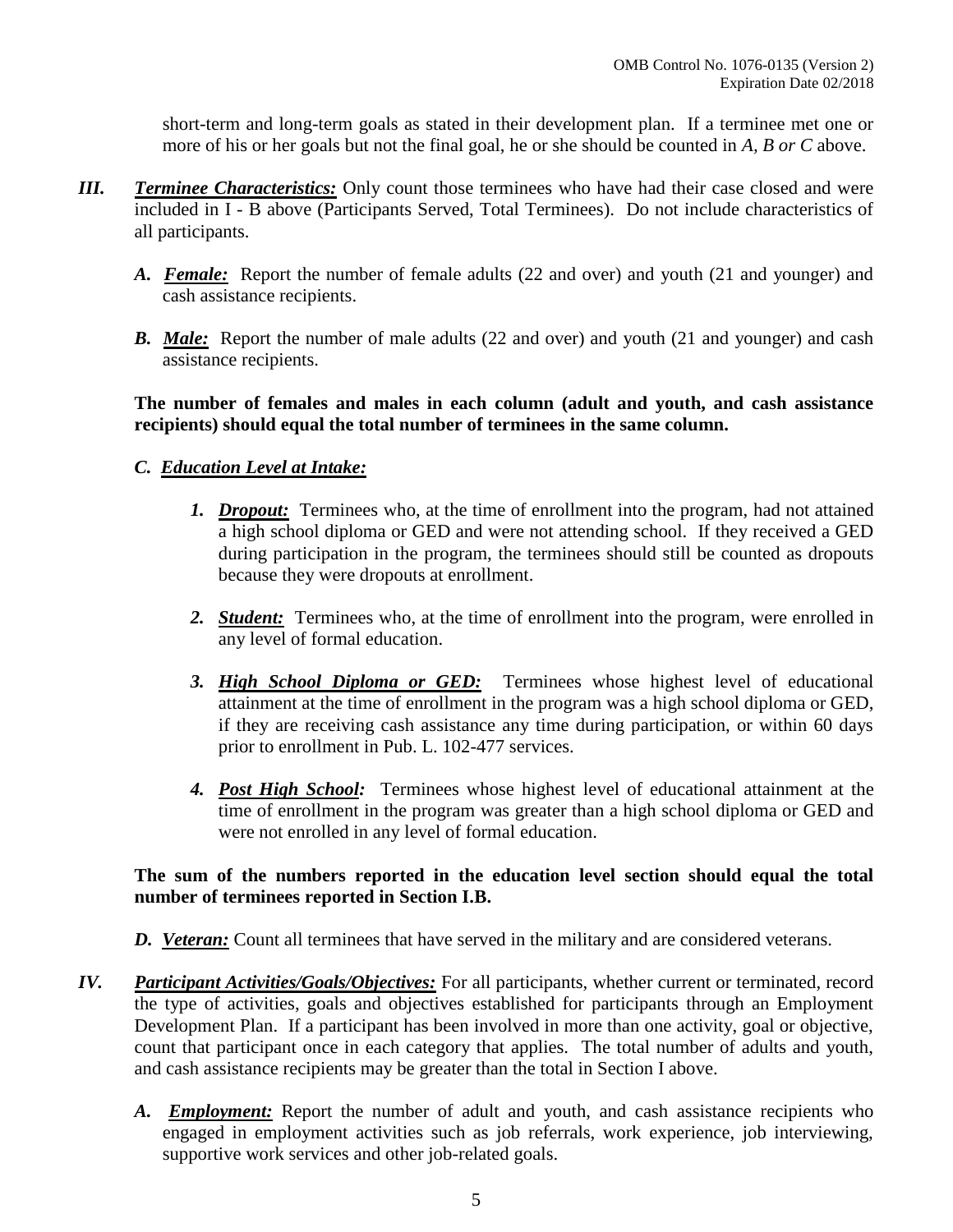short-term and long-term goals as stated in their development plan. If a terminee met one or more of his or her goals but not the final goal, he or she should be counted in *A, B or C* above.

***III.*** ***<u>Terminee Characteristics:</u>*** Only count those terminees who have had their case closed and were included in I - B above (Participants Served, Total Terminees). Do not include characteristics of all participants.

- ***A.*** ***<u>Female:</u>*** Report the number of female adults (22 and over) and youth (21 and younger) and cash assistance recipients.

- ***B.*** ***<u>Male:</u>*** Report the number of male adults (22 and over) and youth (21 and younger) and cash assistance recipients.

**The number of females and males in each column (adult and youth, and cash assistance recipients) should equal the total number of terminees in the same column.**

- ***C.*** ***<u>Education Level at Intake:</u>***

  1. ***<u>Dropout:</u>*** Terminees who, at the time of enrollment into the program, had not attained a high school diploma or GED and were not attending school. If they received a GED during participation in the program, the terminees should still be counted as dropouts because they were dropouts at enrollment.

  2. ***<u>Student:</u>*** Terminees who, at the time of enrollment into the program, were enrolled in any level of formal education.

  3. ***<u>High School Diploma or GED:</u>*** Terminees whose highest level of educational attainment at the time of enrollment in the program was a high school diploma or GED, if they are receiving cash assistance any time during participation, or within 60 days prior to enrollment in Pub. L. 102-477 services.

  4. ***<u>Post High School:</u>*** Terminees whose highest level of educational attainment at the time of enrollment in the program was greater than a high school diploma or GED and were not enrolled in any level of formal education.

**The sum of the numbers reported in the education level section should equal the total number of terminees reported in Section I.B.**

- ***D.*** ***<u>Veteran:</u>*** Count all terminees that have served in the military and are considered veterans.

***IV.*** ***<u>Participant Activities/Goals/Objectives:</u>*** For all participants, whether current or terminated, record the type of activities, goals and objectives established for participants through an Employment Development Plan. If a participant has been involved in more than one activity, goal or objective, count that participant once in each category that applies. The total number of adults and youth, and cash assistance recipients may be greater than the total in Section I above.

- ***A.*** ***<u>Employment:</u>*** Report the number of adult and youth, and cash assistance recipients who engaged in employment activities such as job referrals, work experience, job interviewing, supportive work services and other job-related goals.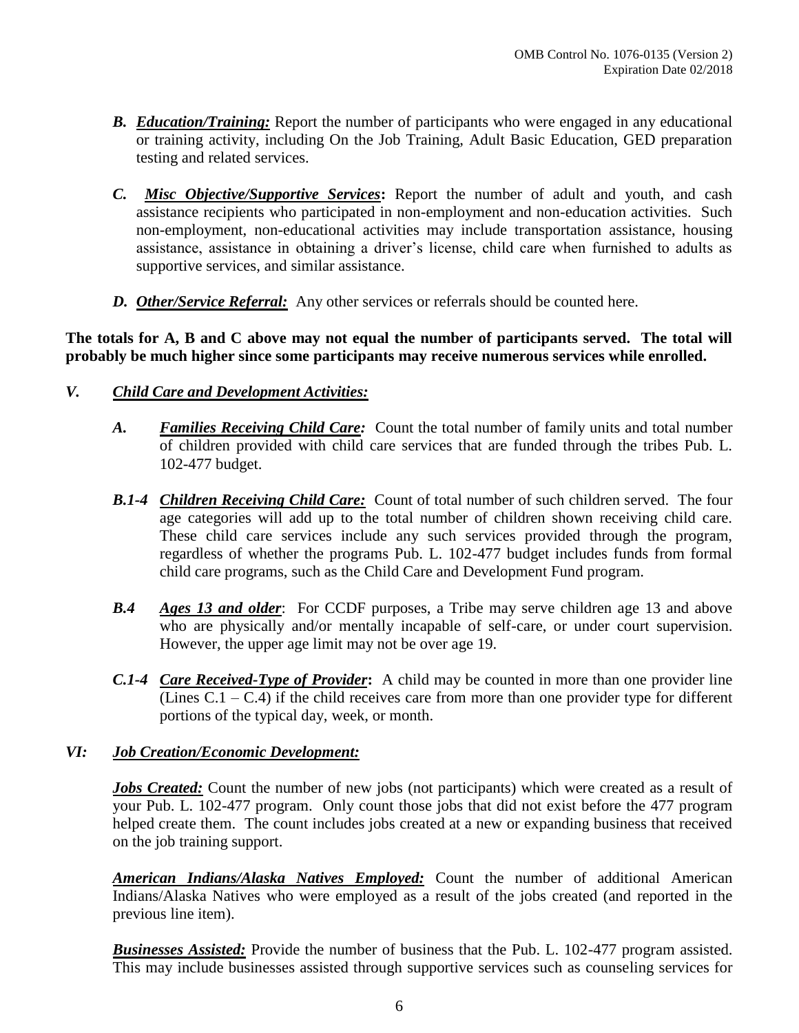- ***B.*** ***Education/Training:*** Report the number of participants who were engaged in any educational or training activity, including On the Job Training, Adult Basic Education, GED preparation testing and related services.

- ***C.*** ***Misc Objective/Supportive Services*:** Report the number of adult and youth, and cash assistance recipients who participated in non-employment and non-education activities. Such non-employment, non-educational activities may include transportation assistance, housing assistance, assistance in obtaining a driver's license, child care when furnished to adults as supportive services, and similar assistance.

- ***D.*** ***Other/Service Referral:*** Any other services or referrals should be counted here.

**The totals for A, B and C above may not equal the number of participants served. The total will probably be much higher since some participants may receive numerous services while enrolled.**

## *V. Child Care and Development Activities:*

- ***A.*** ***Families Receiving Child Care:*** Count the total number of family units and total number of children provided with child care services that are funded through the tribes Pub. L. 102-477 budget.

- ***B.1-4*** ***Children Receiving Child Care:*** Count of total number of such children served. The four age categories will add up to the total number of children shown receiving child care. These child care services include any such services provided through the program, regardless of whether the programs Pub. L. 102-477 budget includes funds from formal child care programs, such as the Child Care and Development Fund program.

- ***B.4*** ***Ages 13 and older***: For CCDF purposes, a Tribe may serve children age 13 and above who are physically and/or mentally incapable of self-care, or under court supervision. However, the upper age limit may not be over age 19.

- ***C.1-4*** ***Care Received-Type of Provider*:** A child may be counted in more than one provider line (Lines C.1 – C.4) if the child receives care from more than one provider type for different portions of the typical day, week, or month.

## *VI: Job Creation/Economic Development:*

***Jobs Created:*** Count the number of new jobs (not participants) which were created as a result of your Pub. L. 102-477 program. Only count those jobs that did not exist before the 477 program helped create them. The count includes jobs created at a new or expanding business that received on the job training support.

***American Indians/Alaska Natives Employed:*** Count the number of additional American Indians/Alaska Natives who were employed as a result of the jobs created (and reported in the previous line item).

***Businesses Assisted:*** Provide the number of business that the Pub. L. 102-477 program assisted. This may include businesses assisted through supportive services such as counseling services for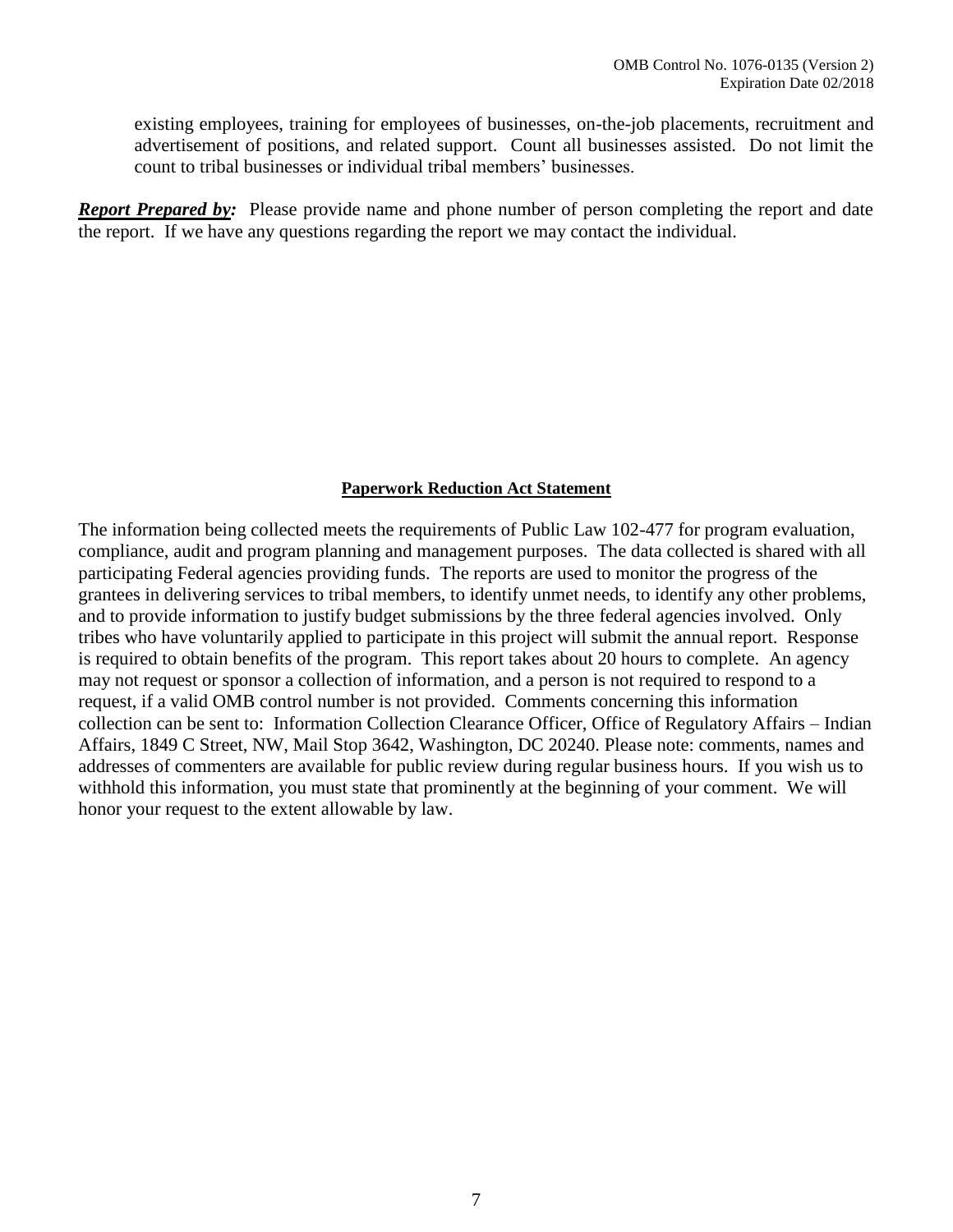existing employees, training for employees of businesses, on-the-job placements, recruitment and advertisement of positions, and related support. Count all businesses assisted. Do not limit the count to tribal businesses or individual tribal members' businesses.

***Report Prepared by:*** Please provide name and phone number of person completing the report and date the report. If we have any questions regarding the report we may contact the individual.

**Paperwork Reduction Act Statement**

The information being collected meets the requirements of Public Law 102-477 for program evaluation, compliance, audit and program planning and management purposes. The data collected is shared with all participating Federal agencies providing funds. The reports are used to monitor the progress of the grantees in delivering services to tribal members, to identify unmet needs, to identify any other problems, and to provide information to justify budget submissions by the three federal agencies involved. Only tribes who have voluntarily applied to participate in this project will submit the annual report. Response is required to obtain benefits of the program. This report takes about 20 hours to complete. An agency may not request or sponsor a collection of information, and a person is not required to respond to a request, if a valid OMB control number is not provided. Comments concerning this information collection can be sent to: Information Collection Clearance Officer, Office of Regulatory Affairs – Indian Affairs, 1849 C Street, NW, Mail Stop 3642, Washington, DC 20240. Please note: comments, names and addresses of commenters are available for public review during regular business hours. If you wish us to withhold this information, you must state that prominently at the beginning of your comment. We will honor your request to the extent allowable by law.